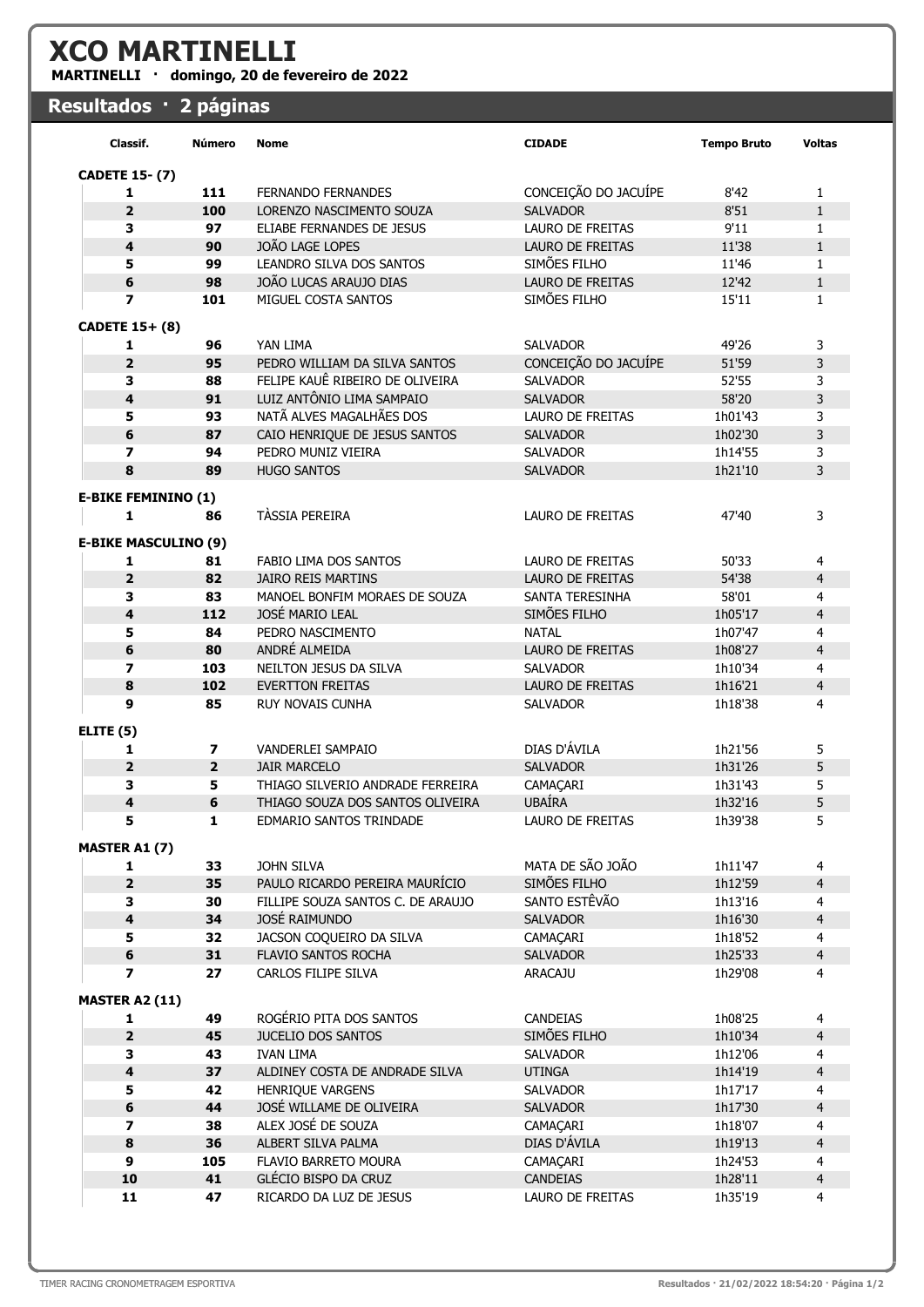# XCO MARTINELLI

**MARTINELLI · domingo, 20 de fevereiro de 2022**

## Resultados · 2 páginas

| Classif. | Número | Nome | CIDADE | Tempo Bruto | Voltas |
|---|---|---|---|---|---|
| **CADETE 15- (7)** | | | | | |
| 1 | 111 | FERNANDO FERNANDES | CONCEIÇÃO DO JACUÍPE | 8'42 | 1 |
| 2 | 100 | LORENZO NASCIMENTO SOUZA | SALVADOR | 8'51 | 1 |
| 3 | 97 | ELIABE FERNANDES DE JESUS | LAURO DE FREITAS | 9'11 | 1 |
| 4 | 90 | JOÃO LAGE LOPES | LAURO DE FREITAS | 11'38 | 1 |
| 5 | 99 | LEANDRO SILVA DOS SANTOS | SIMÕES FILHO | 11'46 | 1 |
| 6 | 98 | JOÃO LUCAS ARAUJO DIAS | LAURO DE FREITAS | 12'42 | 1 |
| 7 | 101 | MIGUEL COSTA SANTOS | SIMÕES FILHO | 15'11 | 1 |
| **CADETE 15+ (8)** | | | | | |
| 1 | 96 | YAN LIMA | SALVADOR | 49'26 | 3 |
| 2 | 95 | PEDRO WILLIAM DA SILVA SANTOS | CONCEIÇÃO DO JACUÍPE | 51'59 | 3 |
| 3 | 88 | FELIPE KAUÊ RIBEIRO DE OLIVEIRA | SALVADOR | 52'55 | 3 |
| 4 | 91 | LUIZ ANTÔNIO LIMA SAMPAIO | SALVADOR | 58'20 | 3 |
| 5 | 93 | NATÃ ALVES MAGALHÃES DOS | LAURO DE FREITAS | 1h01'43 | 3 |
| 6 | 87 | CAIO HENRIQUE DE JESUS SANTOS | SALVADOR | 1h02'30 | 3 |
| 7 | 94 | PEDRO MUNIZ VIEIRA | SALVADOR | 1h14'55 | 3 |
| 8 | 89 | HUGO SANTOS | SALVADOR | 1h21'10 | 3 |
| **E-BIKE FEMININO (1)** | | | | | |
| 1 | 86 | TÀSSIA PEREIRA | LAURO DE FREITAS | 47'40 | 3 |
| **E-BIKE MASCULINO (9)** | | | | | |
| 1 | 81 | FABIO LIMA DOS SANTOS | LAURO DE FREITAS | 50'33 | 4 |
| 2 | 82 | JAIRO REIS MARTINS | LAURO DE FREITAS | 54'38 | 4 |
| 3 | 83 | MANOEL BONFIM MORAES DE SOUZA | SANTA TERESINHA | 58'01 | 4 |
| 4 | 112 | JOSÉ MARIO LEAL | SIMÕES FILHO | 1h05'17 | 4 |
| 5 | 84 | PEDRO NASCIMENTO | NATAL | 1h07'47 | 4 |
| 6 | 80 | ANDRÉ ALMEIDA | LAURO DE FREITAS | 1h08'27 | 4 |
| 7 | 103 | NEILTON JESUS DA SILVA | SALVADOR | 1h10'34 | 4 |
| 8 | 102 | EVERTTON FREITAS | LAURO DE FREITAS | 1h16'21 | 4 |
| 9 | 85 | RUY NOVAIS CUNHA | SALVADOR | 1h18'38 | 4 |
| **ELITE (5)** | | | | | |
| 1 | 7 | VANDERLEI SAMPAIO | DIAS D'ÁVILA | 1h21'56 | 5 |
| 2 | 2 | JAIR MARCELO | SALVADOR | 1h31'26 | 5 |
| 3 | 5 | THIAGO SILVERIO ANDRADE FERREIRA | CAMAÇARI | 1h31'43 | 5 |
| 4 | 6 | THIAGO SOUZA DOS SANTOS OLIVEIRA | UBAÍRA | 1h32'16 | 5 |
| 5 | 1 | EDMARIO SANTOS TRINDADE | LAURO DE FREITAS | 1h39'38 | 5 |
| **MASTER A1 (7)** | | | | | |
| 1 | 33 | JOHN SILVA | MATA DE SÃO JOÃO | 1h11'47 | 4 |
| 2 | 35 | PAULO RICARDO PEREIRA MAURÍCIO | SIMÕES FILHO | 1h12'59 | 4 |
| 3 | 30 | FILLIPE SOUZA SANTOS C. DE ARAUJO | SANTO ESTÊVÃO | 1h13'16 | 4 |
| 4 | 34 | JOSÉ RAIMUNDO | SALVADOR | 1h16'30 | 4 |
| 5 | 32 | JACSON COQUEIRO DA SILVA | CAMAÇARI | 1h18'52 | 4 |
| 6 | 31 | FLAVIO SANTOS ROCHA | SALVADOR | 1h25'33 | 4 |
| 7 | 27 | CARLOS FILIPE SILVA | ARACAJU | 1h29'08 | 4 |
| **MASTER A2 (11)** | | | | | |
| 1 | 49 | ROGÉRIO PITA DOS SANTOS | CANDEIAS | 1h08'25 | 4 |
| 2 | 45 | JUCELIO DOS SANTOS | SIMÕES FILHO | 1h10'34 | 4 |
| 3 | 43 | IVAN LIMA | SALVADOR | 1h12'06 | 4 |
| 4 | 37 | ALDINEY COSTA DE ANDRADE SILVA | UTINGA | 1h14'19 | 4 |
| 5 | 42 | HENRIQUE VARGENS | SALVADOR | 1h17'17 | 4 |
| 6 | 44 | JOSÉ WILLAME DE OLIVEIRA | SALVADOR | 1h17'30 | 4 |
| 7 | 38 | ALEX JOSÉ DE SOUZA | CAMAÇARI | 1h18'07 | 4 |
| 8 | 36 | ALBERT SILVA PALMA | DIAS D'ÁVILA | 1h19'13 | 4 |
| 9 | 105 | FLAVIO BARRETO MOURA | CAMAÇARI | 1h24'53 | 4 |
| 10 | 41 | GLÉCIO BISPO DA CRUZ | CANDEIAS | 1h28'11 | 4 |
| 11 | 47 | RICARDO DA LUZ DE JESUS | LAURO DE FREITAS | 1h35'19 | 4 |

TIMER RACING CRONOMETRAGEM ESPORTIVA

Resultados · 21/02/2022 18:54:20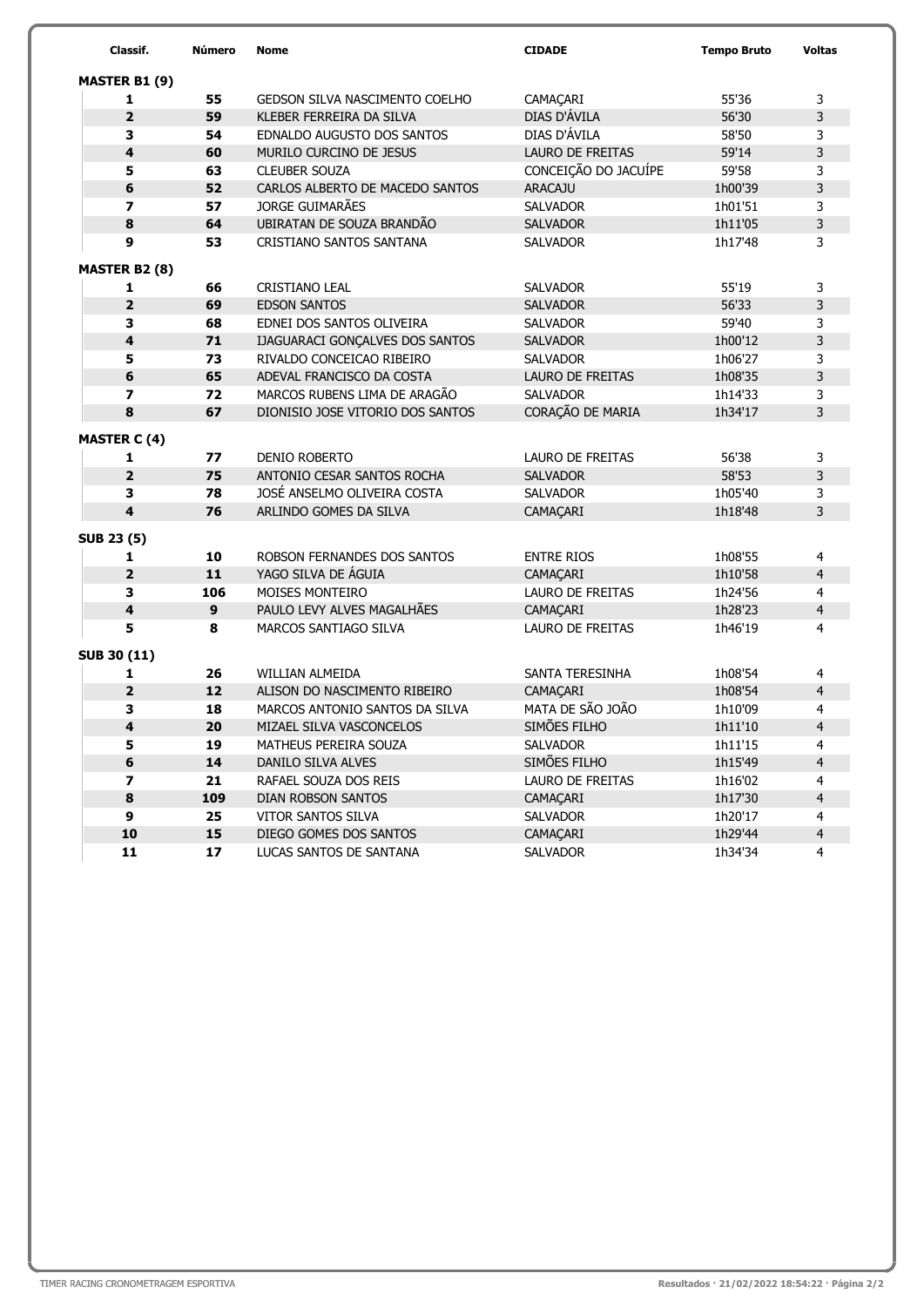| Classif. | Número | Nome | CIDADE | Tempo Bruto | Voltas |
|---|---|---|---|---|---|
| **MASTER B1 (9)** | | | | | |
| **1** | **55** | GEDSON SILVA NASCIMENTO COELHO | CAMAÇARI | 55'36 | 3 |
| **2** | **59** | KLEBER FERREIRA DA SILVA | DIAS D'ÁVILA | 56'30 | 3 |
| **3** | **54** | EDNALDO AUGUSTO DOS SANTOS | DIAS D'ÁVILA | 58'50 | 3 |
| **4** | **60** | MURILO CURCINO DE JESUS | LAURO DE FREITAS | 59'14 | 3 |
| **5** | **63** | CLEUBER SOUZA | CONCEIÇÃO DO JACUÍPE | 59'58 | 3 |
| **6** | **52** | CARLOS ALBERTO DE MACEDO SANTOS | ARACAJU | 1h00'39 | 3 |
| **7** | **57** | JORGE GUIMARÃES | SALVADOR | 1h01'51 | 3 |
| **8** | **64** | UBIRATAN DE SOUZA BRANDÃO | SALVADOR | 1h11'05 | 3 |
| **9** | **53** | CRISTIANO SANTOS SANTANA | SALVADOR | 1h17'48 | 3 |
| **MASTER B2 (8)** | | | | | |
| **1** | **66** | CRISTIANO LEAL | SALVADOR | 55'19 | 3 |
| **2** | **69** | EDSON SANTOS | SALVADOR | 56'33 | 3 |
| **3** | **68** | EDNEI DOS SANTOS OLIVEIRA | SALVADOR | 59'40 | 3 |
| **4** | **71** | IJAGUARACI GONÇALVES DOS SANTOS | SALVADOR | 1h00'12 | 3 |
| **5** | **73** | RIVALDO CONCEICAO RIBEIRO | SALVADOR | 1h06'27 | 3 |
| **6** | **65** | ADEVAL FRANCISCO DA COSTA | LAURO DE FREITAS | 1h08'35 | 3 |
| **7** | **72** | MARCOS RUBENS LIMA DE ARAGÃO | SALVADOR | 1h14'33 | 3 |
| **8** | **67** | DIONISIO JOSE VITORIO DOS SANTOS | CORAÇÃO DE MARIA | 1h34'17 | 3 |
| **MASTER C (4)** | | | | | |
| **1** | **77** | DENIO ROBERTO | LAURO DE FREITAS | 56'38 | 3 |
| **2** | **75** | ANTONIO CESAR SANTOS ROCHA | SALVADOR | 58'53 | 3 |
| **3** | **78** | JOSÉ ANSELMO OLIVEIRA COSTA | SALVADOR | 1h05'40 | 3 |
| **4** | **76** | ARLINDO GOMES DA SILVA | CAMAÇARI | 1h18'48 | 3 |
| **SUB 23 (5)** | | | | | |
| **1** | **10** | ROBSON FERNANDES DOS SANTOS | ENTRE RIOS | 1h08'55 | 4 |
| **2** | **11** | YAGO SILVA DE ÁGUIA | CAMAÇARI | 1h10'58 | 4 |
| **3** | **106** | MOISES MONTEIRO | LAURO DE FREITAS | 1h24'56 | 4 |
| **4** | **9** | PAULO LEVY ALVES MAGALHÃES | CAMAÇARI | 1h28'23 | 4 |
| **5** | **8** | MARCOS SANTIAGO SILVA | LAURO DE FREITAS | 1h46'19 | 4 |
| **SUB 30 (11)** | | | | | |
| **1** | **26** | WILLIAN ALMEIDA | SANTA TERESINHA | 1h08'54 | 4 |
| **2** | **12** | ALISON DO NASCIMENTO RIBEIRO | CAMAÇARI | 1h08'54 | 4 |
| **3** | **18** | MARCOS ANTONIO SANTOS DA SILVA | MATA DE SÃO JOÃO | 1h10'09 | 4 |
| **4** | **20** | MIZAEL SILVA VASCONCELOS | SIMÕES FILHO | 1h11'10 | 4 |
| **5** | **19** | MATHEUS PEREIRA SOUZA | SALVADOR | 1h11'15 | 4 |
| **6** | **14** | DANILO SILVA ALVES | SIMÕES FILHO | 1h15'49 | 4 |
| **7** | **21** | RAFAEL SOUZA DOS REIS | LAURO DE FREITAS | 1h16'02 | 4 |
| **8** | **109** | DIAN ROBSON SANTOS | CAMAÇARI | 1h17'30 | 4 |
| **9** | **25** | VITOR SANTOS SILVA | SALVADOR | 1h20'17 | 4 |
| **10** | **15** | DIEGO GOMES DOS SANTOS | CAMAÇARI | 1h29'44 | 4 |
| **11** | **17** | LUCAS SANTOS DE SANTANA | SALVADOR | 1h34'34 | 4 |